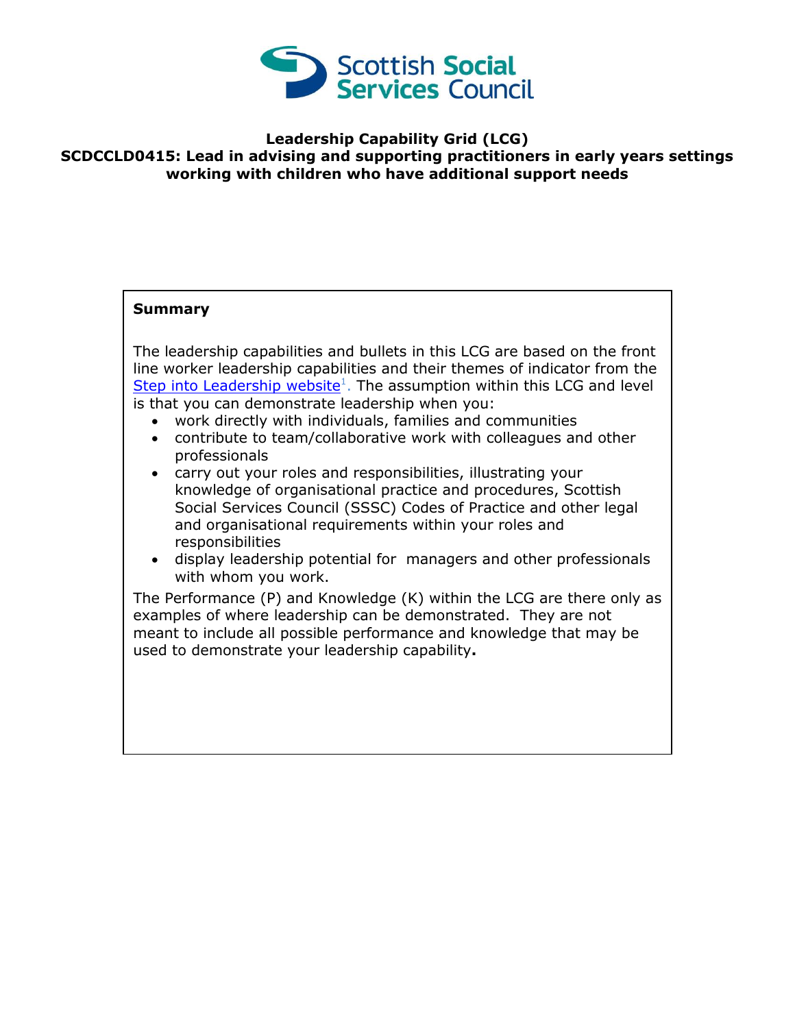Scottish Social Services Council

**Leadership Capability Grid (LCG)**
**SCDCCLD0415: Lead in advising and supporting practitioners in early years settings working with children who have additional support needs**

**Summary**

The leadership capabilities and bullets in this LCG are based on the front line worker leadership capabilities and their themes of indicator from the Step into Leadership website[1]. The assumption within this LCG and level is that you can demonstrate leadership when you:

- work directly with individuals, families and communities
- contribute to team/collaborative work with colleagues and other professionals
- carry out your roles and responsibilities, illustrating your knowledge of organisational practice and procedures, Scottish Social Services Council (SSSC) Codes of Practice and other legal and organisational requirements within your roles and responsibilities
- display leadership potential for managers and other professionals with whom you work.

The Performance (P) and Knowledge (K) within the LCG are there only as examples of where leadership can be demonstrated. They are not meant to include all possible performance and knowledge that may be used to demonstrate your leadership capability**.**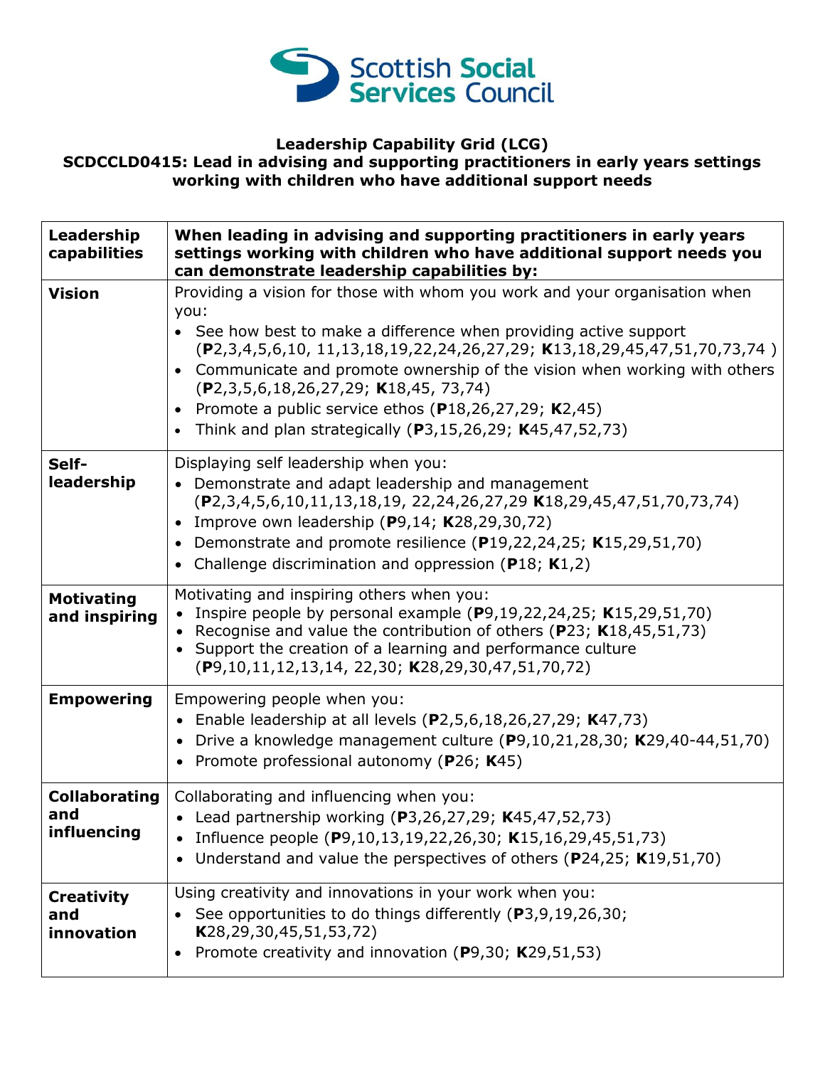**Leadership Capability Grid (LCG)**
**SCDCCLD0415: Lead in advising and supporting practitioners in early years settings working with children who have additional support needs**

| **Leadership capabilities** | **When leading in advising and supporting practitioners in early years settings working with children who have additional support needs you can demonstrate leadership capabilities by:** |
|---|---|
| **Vision** | Providing a vision for those with whom you work and your organisation when you:<br>• See how best to make a difference when providing active support (**P**2,3,4,5,6,10, 11,13,18,19,22,24,26,27,29; **K**13,18,29,45,47,51,70,73,74 )<br>• Communicate and promote ownership of the vision when working with others (**P**2,3,5,6,18,26,27,29; **K**18,45, 73,74)<br>• Promote a public service ethos (**P**18,26,27,29; **K**2,45)<br>• Think and plan strategically (**P**3,15,26,29; **K**45,47,52,73) |
| **Self-leadership** | Displaying self leadership when you:<br>• Demonstrate and adapt leadership and management (**P**2,3,4,5,6,10,11,13,18,19, 22,24,26,27,29 **K**18,29,45,47,51,70,73,74)<br>• Improve own leadership (**P**9,14; **K**28,29,30,72)<br>• Demonstrate and promote resilience (**P**19,22,24,25; **K**15,29,51,70)<br>• Challenge discrimination and oppression (**P**18; **K**1,2) |
| **Motivating and inspiring** | Motivating and inspiring others when you:<br>• Inspire people by personal example (**P**9,19,22,24,25; **K**15,29,51,70)<br>• Recognise and value the contribution of others (**P**23; **K**18,45,51,73)<br>• Support the creation of a learning and performance culture (**P**9,10,11,12,13,14, 22,30; **K**28,29,30,47,51,70,72) |
| **Empowering** | Empowering people when you:<br>• Enable leadership at all levels (**P**2,5,6,18,26,27,29; **K**47,73)<br>• Drive a knowledge management culture (**P**9,10,21,28,30; **K**29,40-44,51,70)<br>• Promote professional autonomy (**P**26; **K**45) |
| **Collaborating and influencing** | Collaborating and influencing when you:<br>• Lead partnership working (**P**3,26,27,29; **K**45,47,52,73)<br>• Influence people (**P**9,10,13,19,22,26,30; **K**15,16,29,45,51,73)<br>• Understand and value the perspectives of others (**P**24,25; **K**19,51,70) |
| **Creativity and innovation** | Using creativity and innovations in your work when you:<br>• See opportunities to do things differently (**P**3,9,19,26,30; **K**28,29,30,45,51,53,72)<br>• Promote creativity and innovation (**P**9,30; **K**29,51,53) |